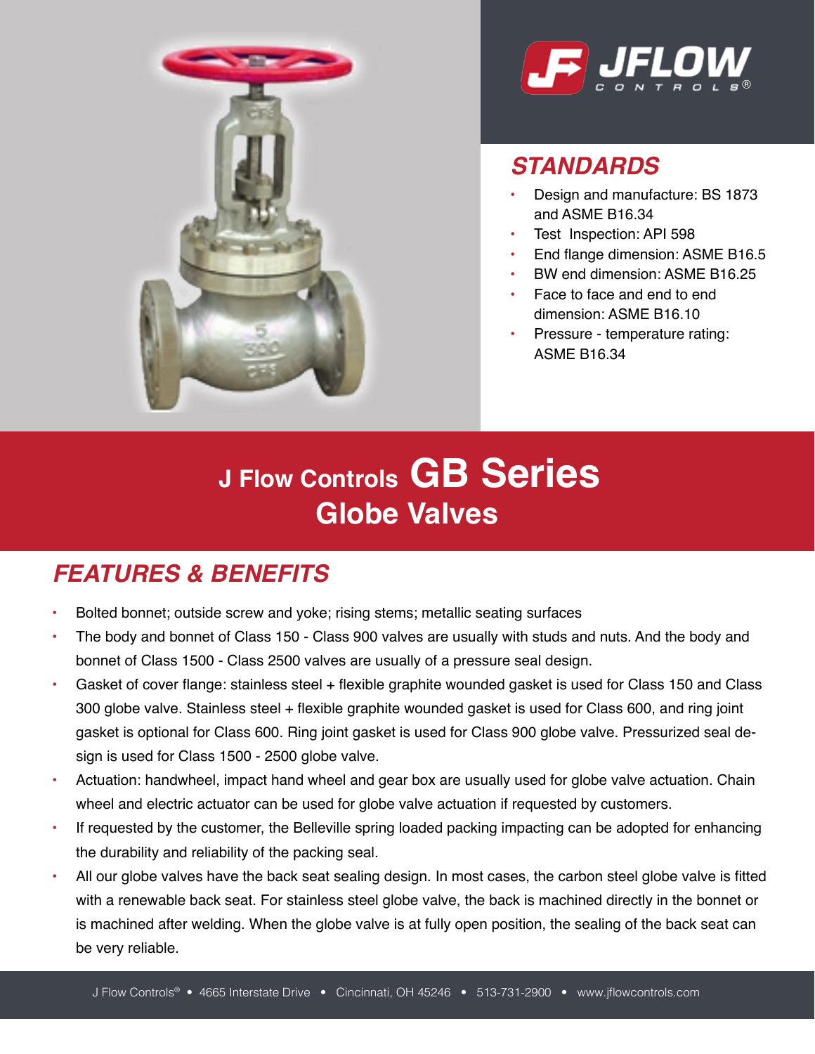## STANDARDS

- Design and manufacture: BS 1873 and ASME B16.34
- Test Inspection: API 598
- End flange dimension: ASME B16.5
- BW end dimension: ASME B16.25
- Face to face and end to end dimension: ASME B16.10
- Pressure - temperature rating: ASME B16.34

# J Flow Controls GB Series Globe Valves

## FEATURES & BENEFITS

- Bolted bonnet; outside screw and yoke; rising stems; metallic seating surfaces
- The body and bonnet of Class 150 - Class 900 valves are usually with studs and nuts. And the body and bonnet of Class 1500 - Class 2500 valves are usually of a pressure seal design.
- Gasket of cover flange: stainless steel + flexible graphite wounded gasket is used for Class 150 and Class 300 globe valve. Stainless steel + flexible graphite wounded gasket is used for Class 600, and ring joint gasket is optional for Class 600. Ring joint gasket is used for Class 900 globe valve. Pressurized seal design is used for Class 1500 - 2500 globe valve.
- Actuation: handwheel, impact hand wheel and gear box are usually used for globe valve actuation. Chain wheel and electric actuator can be used for globe valve actuation if requested by customers.
- If requested by the customer, the Belleville spring loaded packing impacting can be adopted for enhancing the durability and reliability of the packing seal.
- All our globe valves have the back seat sealing design. In most cases, the carbon steel globe valve is fitted with a renewable back seat. For stainless steel globe valve, the back is machined directly in the bonnet or is machined after welding. When the globe valve is at fully open position, the sealing of the back seat can be very reliable.

J Flow Controls® • 4665 Interstate Drive • Cincinnati, OH 45246 • 513-731-2900 • www.jflowcontrols.com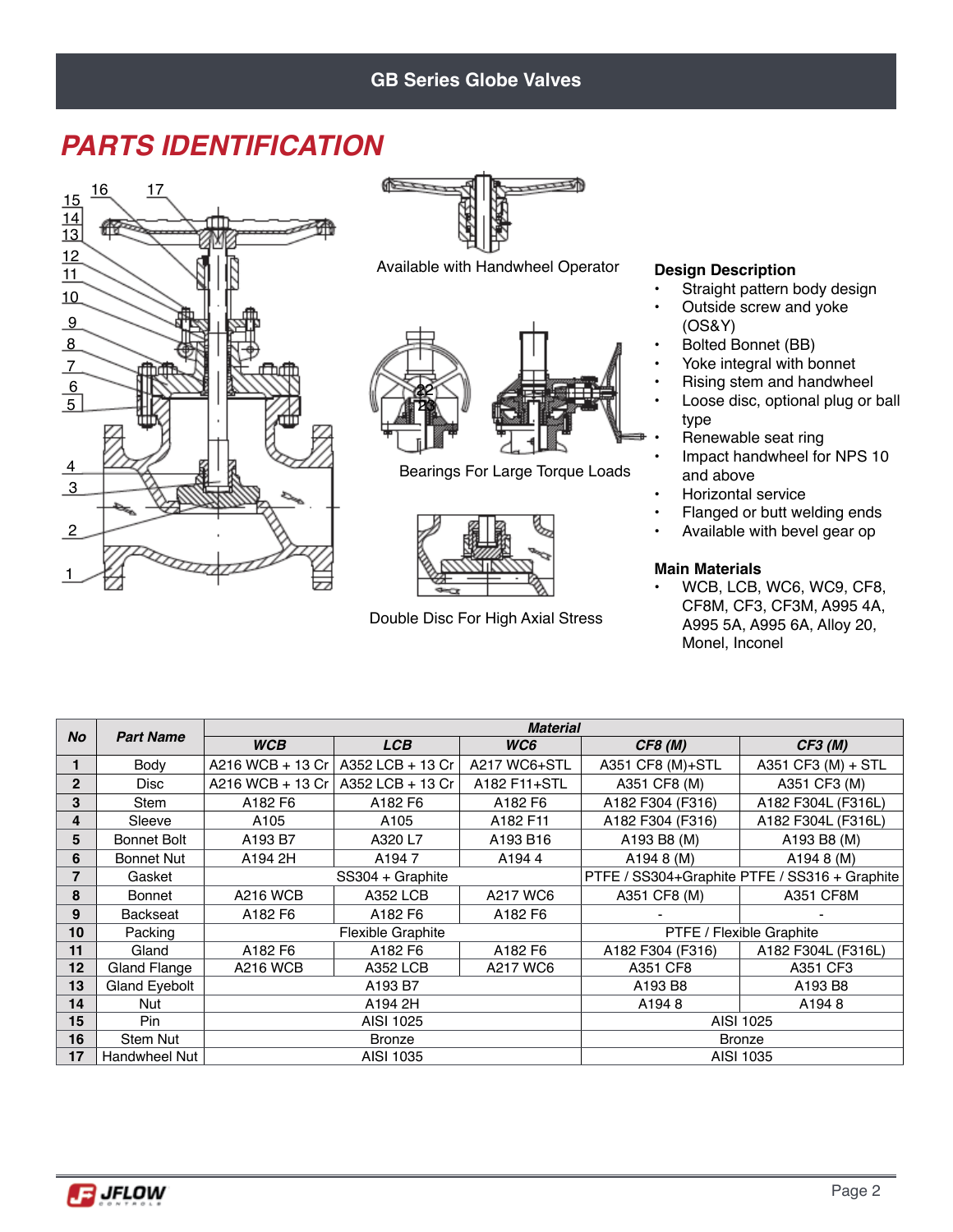## PARTS IDENTIFICATION

Available with Handwheel Operator

Bearings For Large Torque Loads

Double Disc For High Axial Stress

**Design Description**

- Straight pattern body design
- Outside screw and yoke (OS&Y)
- Bolted Bonnet (BB)
- Yoke integral with bonnet
- Rising stem and handwheel
- Loose disc, optional plug or ball type
- Renewable seat ring
- Impact handwheel for NPS 10 and above
- Horizontal service
- Flanged or butt welding ends
- Available with bevel gear op

**Main Materials**

- WCB, LCB, WC6, WC9, CF8, CF8M, CF3, CF3M, A995 4A, A995 5A, A995 6A, Alloy 20, Monel, Inconel

| No | Part Name | Material | | | | |
|---|---|---|---|---|---|---|
| | | ***WCB*** | ***LCB*** | ***WC6*** | ***CF8 (M)*** | ***CF3 (M)*** |
| **1** | Body | A216 WCB + 13 Cr | A352 LCB + 13 Cr | A217 WC6+STL | A351 CF8 (M)+STL | A351 CF3 (M) + STL |
| **2** | Disc | A216 WCB + 13 Cr | A352 LCB + 13 Cr | A182 F11+STL | A351 CF8 (M) | A351 CF3 (M) |
| **3** | Stem | A182 F6 | A182 F6 | A182 F6 | A182 F304 (F316) | A182 F304L (F316L) |
| **4** | Sleeve | A105 | A105 | A182 F11 | A182 F304 (F316) | A182 F304L (F316L) |
| **5** | Bonnet Bolt | A193 B7 | A320 L7 | A193 B16 | A193 B8 (M) | A193 B8 (M) |
| **6** | Bonnet Nut | A194 2H | A194 7 | A194 4 | A194 8 (M) | A194 8 (M) |
| **7** | Gasket | SS304 + Graphite | | | PTFE / SS304+Graphite | PTFE / SS316 + Graphite |
| **8** | Bonnet | A216 WCB | A352 LCB | A217 WC6 | A351 CF8 (M) | A351 CF8M |
| **9** | Backseat | A182 F6 | A182 F6 | A182 F6 | - | - |
| **10** | Packing | Flexible Graphite | | | PTFE / Flexible Graphite | |
| **11** | Gland | A182 F6 | A182 F6 | A182 F6 | A182 F304 (F316) | A182 F304L (F316L) |
| **12** | Gland Flange | A216 WCB | A352 LCB | A217 WC6 | A351 CF8 | A351 CF3 |
| **13** | Gland Eyebolt | A193 B7 | | | A193 B8 | A193 B8 |
| **14** | Nut | A194 2H | | | A194 8 | A194 8 |
| **15** | Pin | AISI 1025 | | | AISI 1025 | |
| **16** | Stem Nut | Bronze | | | Bronze | |
| **17** | Handwheel Nut | AISI 1035 | | | AISI 1035 | |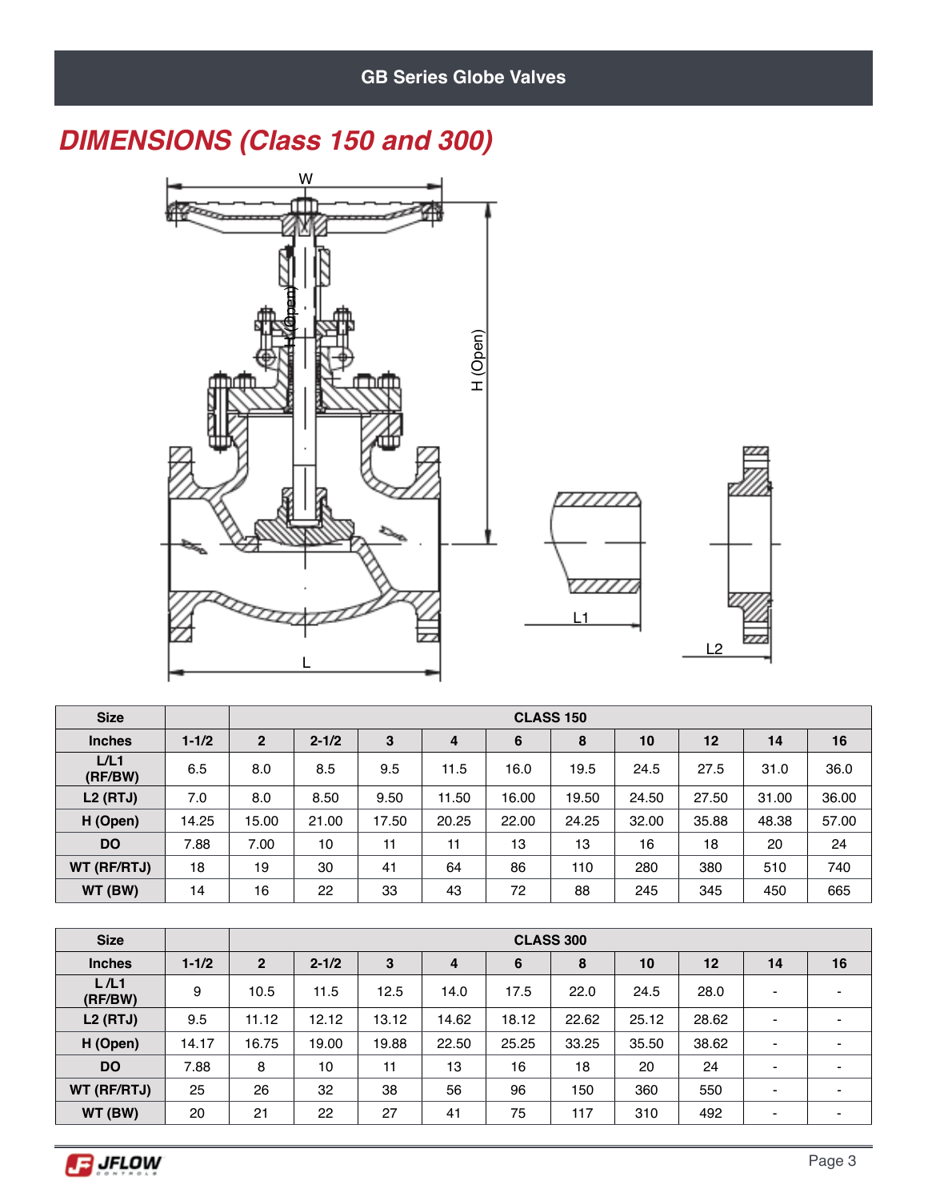## DIMENSIONS (Class 150 and 300)

| Size | | CLASS 150 | | | | | | | | | |
|---|---|---|---|---|---|---|---|---|---|---|---|
| **Inches** | **1-1/2** | **2** | **2-1/2** | **3** | **4** | **6** | **8** | **10** | **12** | **14** | **16** |
| **L/L1 (RF/BW)** | 6.5 | 8.0 | 8.5 | 9.5 | 11.5 | 16.0 | 19.5 | 24.5 | 27.5 | 31.0 | 36.0 |
| **L2 (RTJ)** | 7.0 | 8.0 | 8.50 | 9.50 | 11.50 | 16.00 | 19.50 | 24.50 | 27.50 | 31.00 | 36.00 |
| **H (Open)** | 14.25 | 15.00 | 21.00 | 17.50 | 20.25 | 22.00 | 24.25 | 32.00 | 35.88 | 48.38 | 57.00 |
| **DO** | 7.88 | 7.00 | 10 | 11 | 11 | 13 | 13 | 16 | 18 | 20 | 24 |
| **WT (RF/RTJ)** | 18 | 19 | 30 | 41 | 64 | 86 | 110 | 280 | 380 | 510 | 740 |
| **WT (BW)** | 14 | 16 | 22 | 33 | 43 | 72 | 88 | 245 | 345 | 450 | 665 |

| Size | | CLASS 300 | | | | | | | | | |
|---|---|---|---|---|---|---|---|---|---|---|---|
| **Inches** | **1-1/2** | **2** | **2-1/2** | **3** | **4** | **6** | **8** | **10** | **12** | **14** | **16** |
| **L /L1 (RF/BW)** | 9 | 10.5 | 11.5 | 12.5 | 14.0 | 17.5 | 22.0 | 24.5 | 28.0 | - | - |
| **L2 (RTJ)** | 9.5 | 11.12 | 12.12 | 13.12 | 14.62 | 18.12 | 22.62 | 25.12 | 28.62 | - | - |
| **H (Open)** | 14.17 | 16.75 | 19.00 | 19.88 | 22.50 | 25.25 | 33.25 | 35.50 | 38.62 | - | - |
| **DO** | 7.88 | 8 | 10 | 11 | 13 | 16 | 18 | 20 | 24 | - | - |
| **WT (RF/RTJ)** | 25 | 26 | 32 | 38 | 56 | 96 | 150 | 360 | 550 | - | - |
| **WT (BW)** | 20 | 21 | 22 | 27 | 41 | 75 | 117 | 310 | 492 | - | - |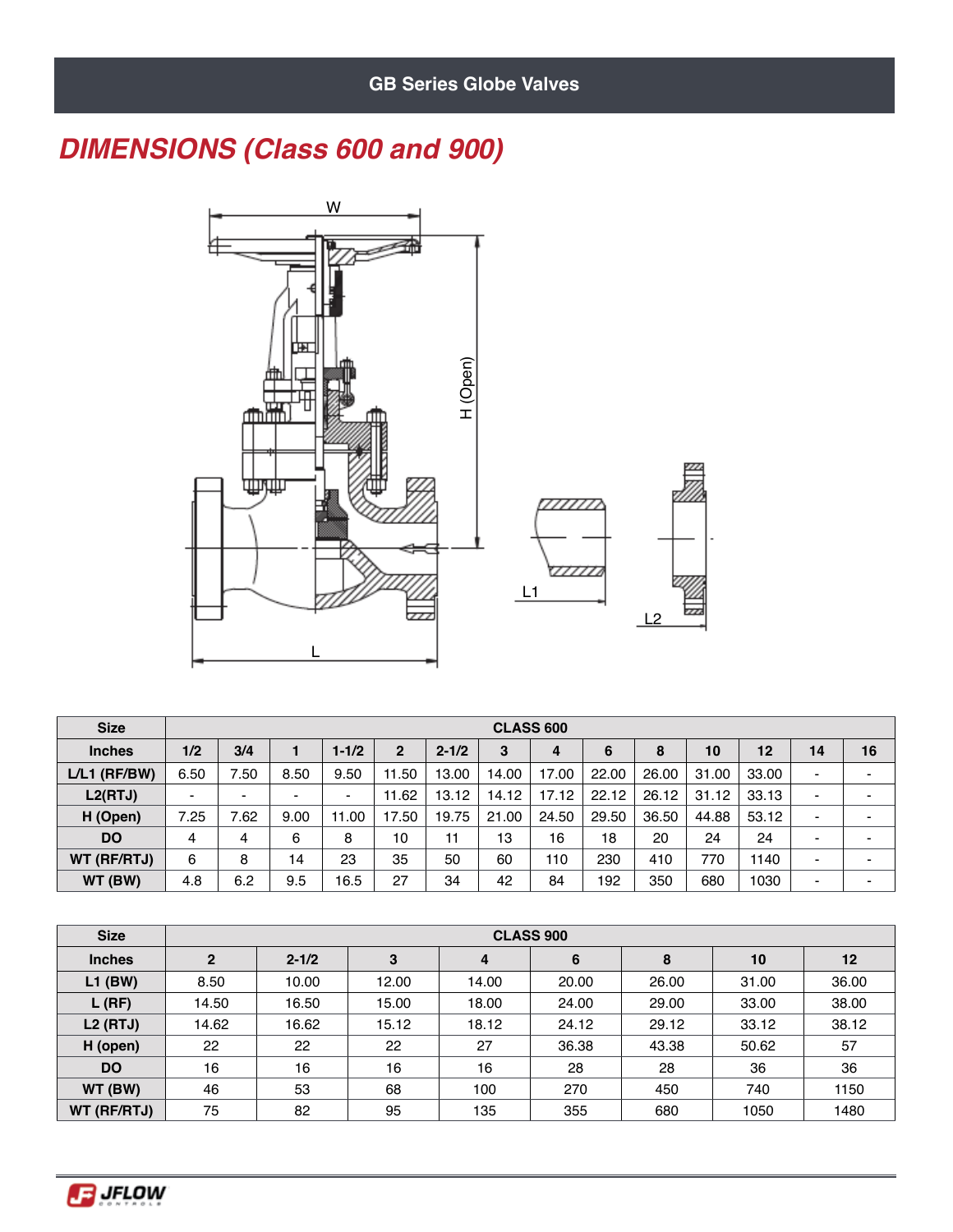# GB Series Globe Valves

## DIMENSIONS (Class 600 and 900)

| Size | CLASS 600 | | | | | | | | | | | | | |
|---|---|---|---|---|---|---|---|---|---|---|---|---|---|---|
| Inches | 1/2 | 3/4 | 1 | 1-1/2 | 2 | 2-1/2 | 3 | 4 | 6 | 8 | 10 | 12 | 14 | 16 |
| L/L1 (RF/BW) | 6.50 | 7.50 | 8.50 | 9.50 | 11.50 | 13.00 | 14.00 | 17.00 | 22.00 | 26.00 | 31.00 | 33.00 | - | - |
| L2(RTJ) | - | - | - | - | 11.62 | 13.12 | 14.12 | 17.12 | 22.12 | 26.12 | 31.12 | 33.13 | - | - |
| H (Open) | 7.25 | 7.62 | 9.00 | 11.00 | 17.50 | 19.75 | 21.00 | 24.50 | 29.50 | 36.50 | 44.88 | 53.12 | - | - |
| DO | 4 | 4 | 6 | 8 | 10 | 11 | 13 | 16 | 18 | 20 | 24 | 24 | - | - |
| WT (RF/RTJ) | 6 | 8 | 14 | 23 | 35 | 50 | 60 | 110 | 230 | 410 | 770 | 1140 | - | - |
| WT (BW) | 4.8 | 6.2 | 9.5 | 16.5 | 27 | 34 | 42 | 84 | 192 | 350 | 680 | 1030 | - | - |

| Size | CLASS 900 | | | | | | | |
|---|---|---|---|---|---|---|---|---|
| Inches | 2 | 2-1/2 | 3 | 4 | 6 | 8 | 10 | 12 |
| L1 (BW) | 8.50 | 10.00 | 12.00 | 14.00 | 20.00 | 26.00 | 31.00 | 36.00 |
| L (RF) | 14.50 | 16.50 | 15.00 | 18.00 | 24.00 | 29.00 | 33.00 | 38.00 |
| L2 (RTJ) | 14.62 | 16.62 | 15.12 | 18.12 | 24.12 | 29.12 | 33.12 | 38.12 |
| H (open) | 22 | 22 | 22 | 27 | 36.38 | 43.38 | 50.62 | 57 |
| DO | 16 | 16 | 16 | 16 | 28 | 28 | 36 | 36 |
| WT (BW) | 46 | 53 | 68 | 100 | 270 | 450 | 740 | 1150 |
| WT (RF/RTJ) | 75 | 82 | 95 | 135 | 355 | 680 | 1050 | 1480 |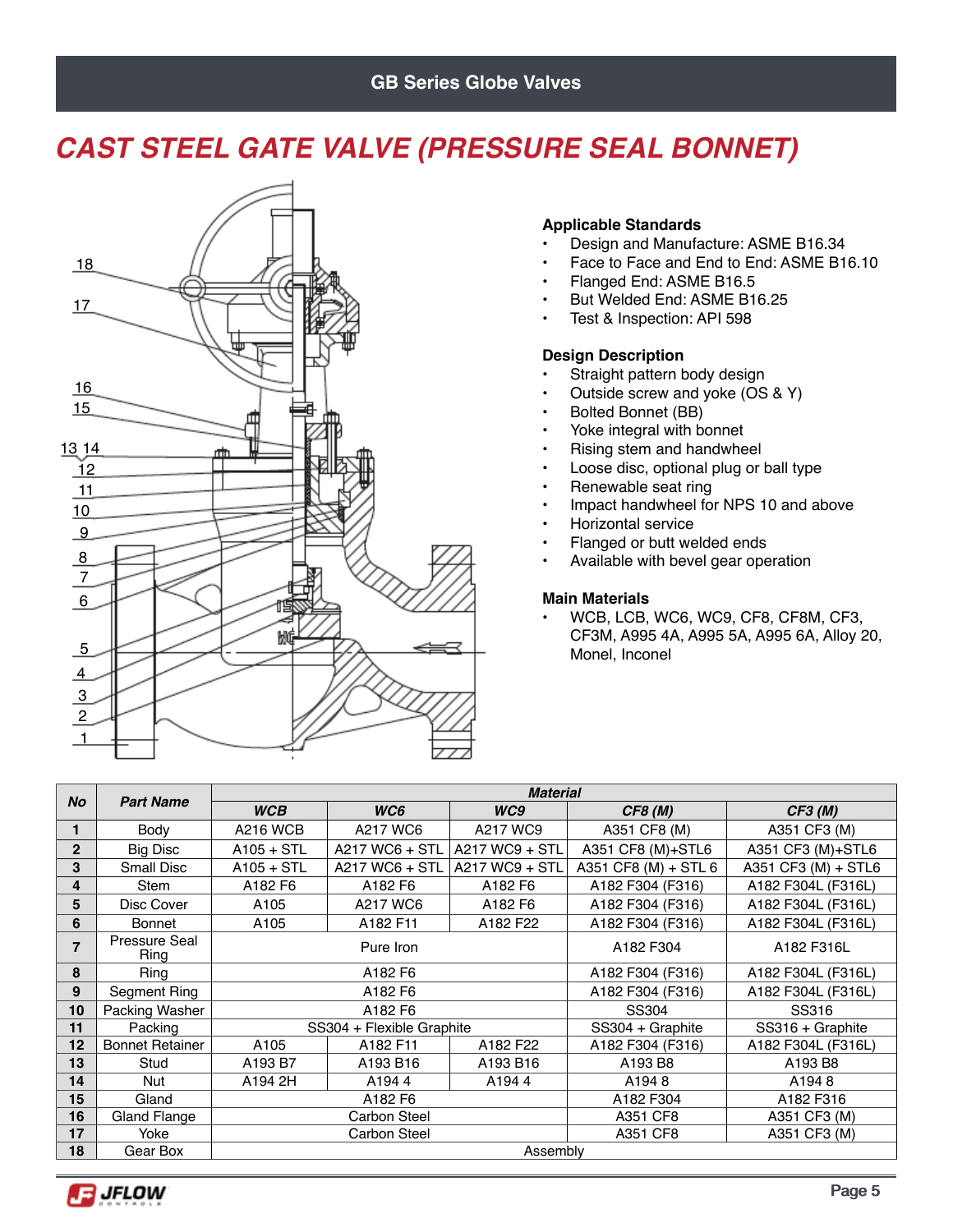# CAST STEEL GATE VALVE (PRESSURE SEAL BONNET)

### Applicable Standards

- Design and Manufacture: ASME B16.34
- Face to Face and End to End: ASME B16.10
- Flanged End: ASME B16.5
- But Welded End: ASME B16.25
- Test & Inspection: API 598

### Design Description

- Straight pattern body design
- Outside screw and yoke (OS & Y)
- Bolted Bonnet (BB)
- Yoke integral with bonnet
- Rising stem and handwheel
- Loose disc, optional plug or ball type
- Renewable seat ring
- Impact handwheel for NPS 10 and above
- Horizontal service
- Flanged or butt welded ends
- Available with bevel gear operation

### Main Materials

- WCB, LCB, WC6, WC9, CF8, CF8M, CF3, CF3M, A995 4A, A995 5A, A995 6A, Alloy 20, Monel, Inconel

| No | Part Name | Material | | | | |
|---|---|---|---|---|---|---|
| | | WCB | WC6 | WC9 | CF8 (M) | CF3 (M) |
| 1 | Body | A216 WCB | A217 WC6 | A217 WC9 | A351 CF8 (M) | A351 CF3 (M) |
| 2 | Big Disc | A105 + STL | A217 WC6 + STL | A217 WC9 + STL | A351 CF8 (M)+STL6 | A351 CF3 (M)+STL6 |
| 3 | Small Disc | A105 + STL | A217 WC6 + STL | A217 WC9 + STL | A351 CF8 (M) + STL 6 | A351 CF3 (M) + STL6 |
| 4 | Stem | A182 F6 | A182 F6 | A182 F6 | A182 F304 (F316) | A182 F304L (F316L) |
| 5 | Disc Cover | A105 | A217 WC6 | A182 F6 | A182 F304 (F316) | A182 F304L (F316L) |
| 6 | Bonnet | A105 | A182 F11 | A182 F22 | A182 F304 (F316) | A182 F304L (F316L) |
| 7 | Pressure Seal Ring | Pure Iron | | | A182 F304 | A182 F316L |
| 8 | Ring | A182 F6 | | | A182 F304 (F316) | A182 F304L (F316L) |
| 9 | Segment Ring | A182 F6 | | | A182 F304 (F316) | A182 F304L (F316L) |
| 10 | Packing Washer | A182 F6 | | | SS304 | SS316 |
| 11 | Packing | SS304 + Flexible Graphite | | | SS304 + Graphite | SS316 + Graphite |
| 12 | Bonnet Retainer | A105 | A182 F11 | A182 F22 | A182 F304 (F316) | A182 F304L (F316L) |
| 13 | Stud | A193 B7 | A193 B16 | A193 B16 | A193 B8 | A193 B8 |
| 14 | Nut | A194 2H | A194 4 | A194 4 | A194 8 | A194 8 |
| 15 | Gland | A182 F6 | | | A182 F304 | A182 F316 |
| 16 | Gland Flange | Carbon Steel | | | A351 CF8 | A351 CF3 (M) |
| 17 | Yoke | Carbon Steel | | | A351 CF8 | A351 CF3 (M) |
| 18 | Gear Box | Assembly | | | | |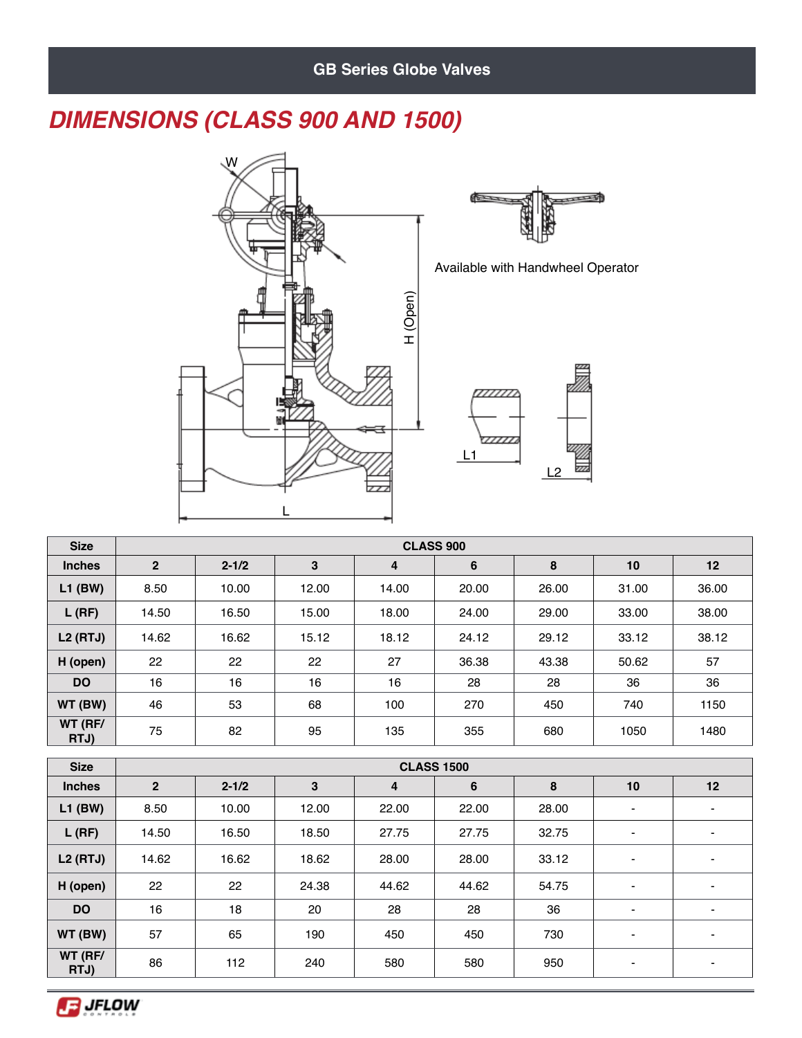## DIMENSIONS (CLASS 900 AND 1500)

Available with Handwheel Operator

| Size | CLASS 900 | | | | | | | |
|---|---|---|---|---|---|---|---|---|
| Inches | 2 | 2-1/2 | 3 | 4 | 6 | 8 | 10 | 12 |
| L1 (BW) | 8.50 | 10.00 | 12.00 | 14.00 | 20.00 | 26.00 | 31.00 | 36.00 |
| L (RF) | 14.50 | 16.50 | 15.00 | 18.00 | 24.00 | 29.00 | 33.00 | 38.00 |
| L2 (RTJ) | 14.62 | 16.62 | 15.12 | 18.12 | 24.12 | 29.12 | 33.12 | 38.12 |
| H (open) | 22 | 22 | 22 | 27 | 36.38 | 43.38 | 50.62 | 57 |
| DO | 16 | 16 | 16 | 16 | 28 | 28 | 36 | 36 |
| WT (BW) | 46 | 53 | 68 | 100 | 270 | 450 | 740 | 1150 |
| WT (RF/ RTJ) | 75 | 82 | 95 | 135 | 355 | 680 | 1050 | 1480 |

| Size | CLASS 1500 | | | | | | | |
|---|---|---|---|---|---|---|---|---|
| Inches | 2 | 2-1/2 | 3 | 4 | 6 | 8 | 10 | 12 |
| L1 (BW) | 8.50 | 10.00 | 12.00 | 22.00 | 22.00 | 28.00 | - | - |
| L (RF) | 14.50 | 16.50 | 18.50 | 27.75 | 27.75 | 32.75 | - | - |
| L2 (RTJ) | 14.62 | 16.62 | 18.62 | 28.00 | 28.00 | 33.12 | - | - |
| H (open) | 22 | 22 | 24.38 | 44.62 | 44.62 | 54.75 | - | - |
| DO | 16 | 18 | 20 | 28 | 28 | 36 | - | - |
| WT (BW) | 57 | 65 | 190 | 450 | 450 | 730 | - | - |
| WT (RF/ RTJ) | 86 | 112 | 240 | 580 | 580 | 950 | - | - |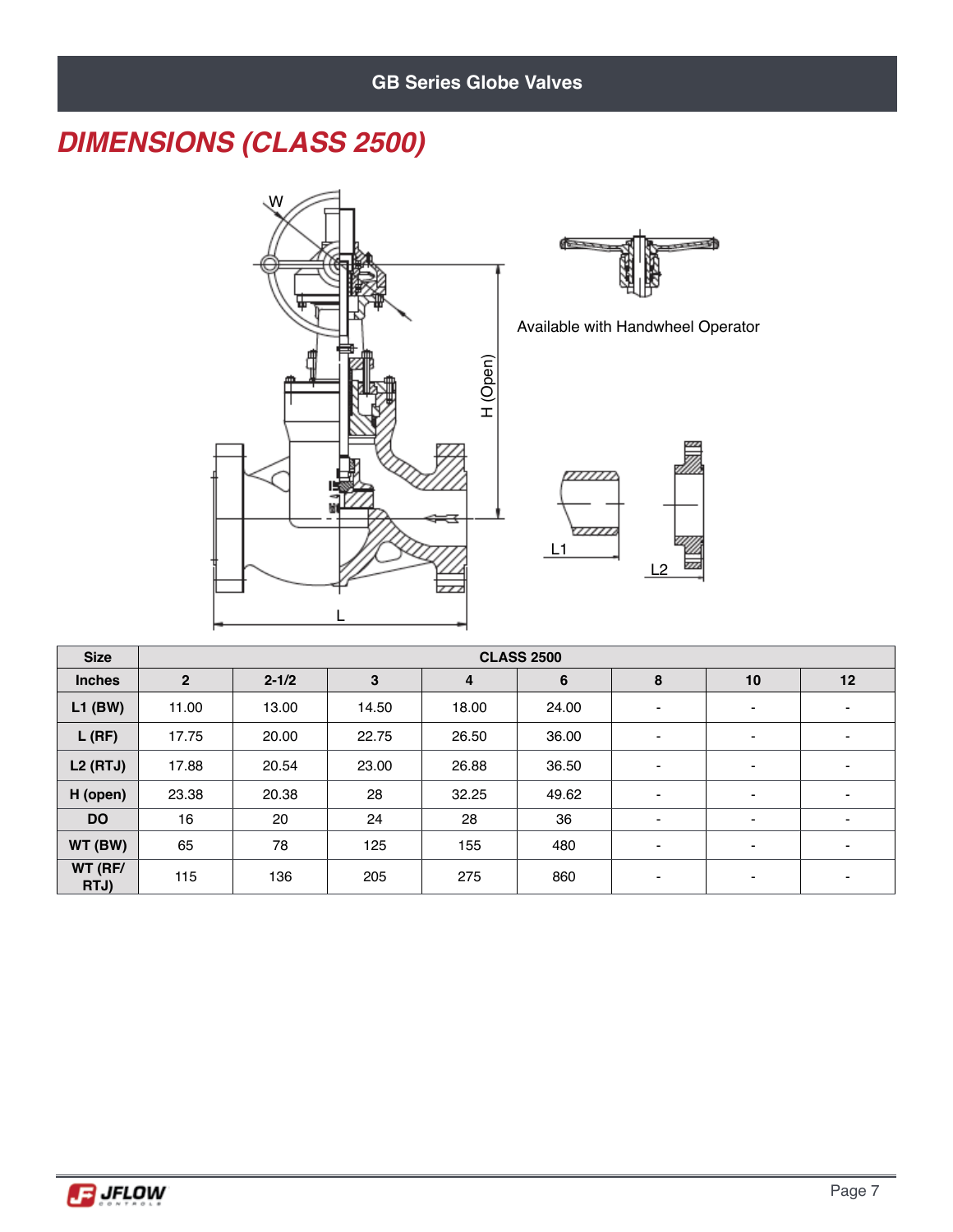## DIMENSIONS (CLASS 2500)

Available with Handwheel Operator

| Size | CLASS 2500 | | | | | | | |
|---|---|---|---|---|---|---|---|---|
| Inches | 2 | 2-1/2 | 3 | 4 | 6 | 8 | 10 | 12 |
| L1 (BW) | 11.00 | 13.00 | 14.50 | 18.00 | 24.00 | - | - | - |
| L (RF) | 17.75 | 20.00 | 22.75 | 26.50 | 36.00 | - | - | - |
| L2 (RTJ) | 17.88 | 20.54 | 23.00 | 26.88 | 36.50 | - | - | - |
| H (open) | 23.38 | 20.38 | 28 | 32.25 | 49.62 | - | - | - |
| DO | 16 | 20 | 24 | 28 | 36 | - | - | - |
| WT (BW) | 65 | 78 | 125 | 155 | 480 | - | - | - |
| WT (RF/ RTJ) | 115 | 136 | 205 | 275 | 860 | - | - | - |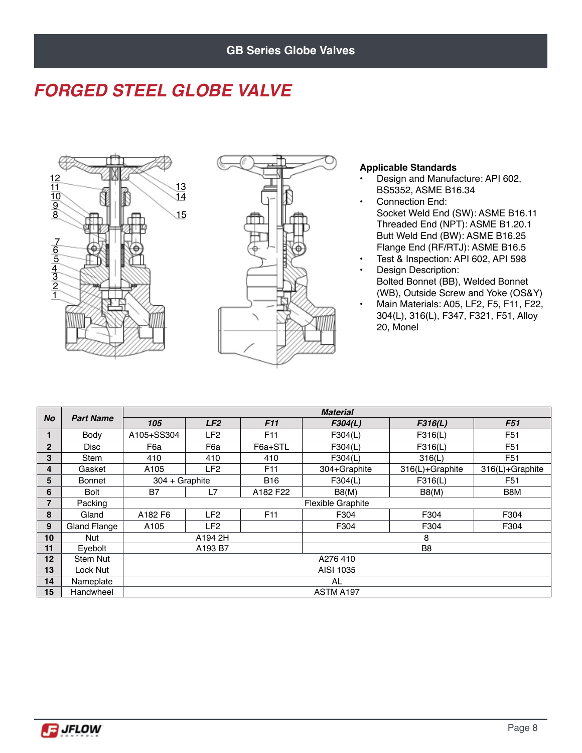# FORGED STEEL GLOBE VALVE

**Applicable Standards**

- Design and Manufacture: API 602, BS5352, ASME B16.34
- Connection End:
  Socket Weld End (SW): ASME B16.11
  Threaded End (NPT): ASME B1.20.1
  Butt Weld End (BW): ASME B16.25
  Flange End (RF/RTJ): ASME B16.5
- Test & Inspection: API 602, API 598
- Design Description:
  Bolted Bonnet (BB), Welded Bonnet (WB), Outside Screw and Yoke (OS&Y)
- Main Materials: A05, LF2, F5, F11, F22, 304(L), 316(L), F347, F321, F51, Alloy 20, Monel

| No | Part Name | Material | | | | | |
|---|---|---|---|---|---|---|---|
| | | 105 | LF2 | F11 | F304(L) | F316(L) | F51 |
| 1 | Body | A105+SS304 | LF2 | F11 | F304(L) | F316(L) | F51 |
| 2 | Disc | F6a | F6a | F6a+STL | F304(L) | F316(L) | F51 |
| 3 | Stem | 410 | 410 | 410 | F304(L) | 316(L) | F51 |
| 4 | Gasket | A105 | LF2 | F11 | 304+Graphite | 316(L)+Graphite | 316(L)+Graphite |
| 5 | Bonnet | 304 + Graphite | | B16 | F304(L) | F316(L) | F51 |
| 6 | Bolt | B7 | L7 | A182 F22 | B8(M) | B8(M) | B8M |
| 7 | Packing | Flexible Graphite | | | | | |
| 8 | Gland | A182 F6 | LF2 | F11 | F304 | F304 | F304 |
| 9 | Gland Flange | A105 | LF2 | | F304 | F304 | F304 |
| 10 | Nut | A194 2H | | | 8 | | |
| 11 | Eyebolt | A193 B7 | | | B8 | | |
| 12 | Stem Nut | A276 410 | | | | | |
| 13 | Lock Nut | AISI 1035 | | | | | |
| 14 | Nameplate | AL | | | | | |
| 15 | Handwheel | ASTM A197 | | | | | |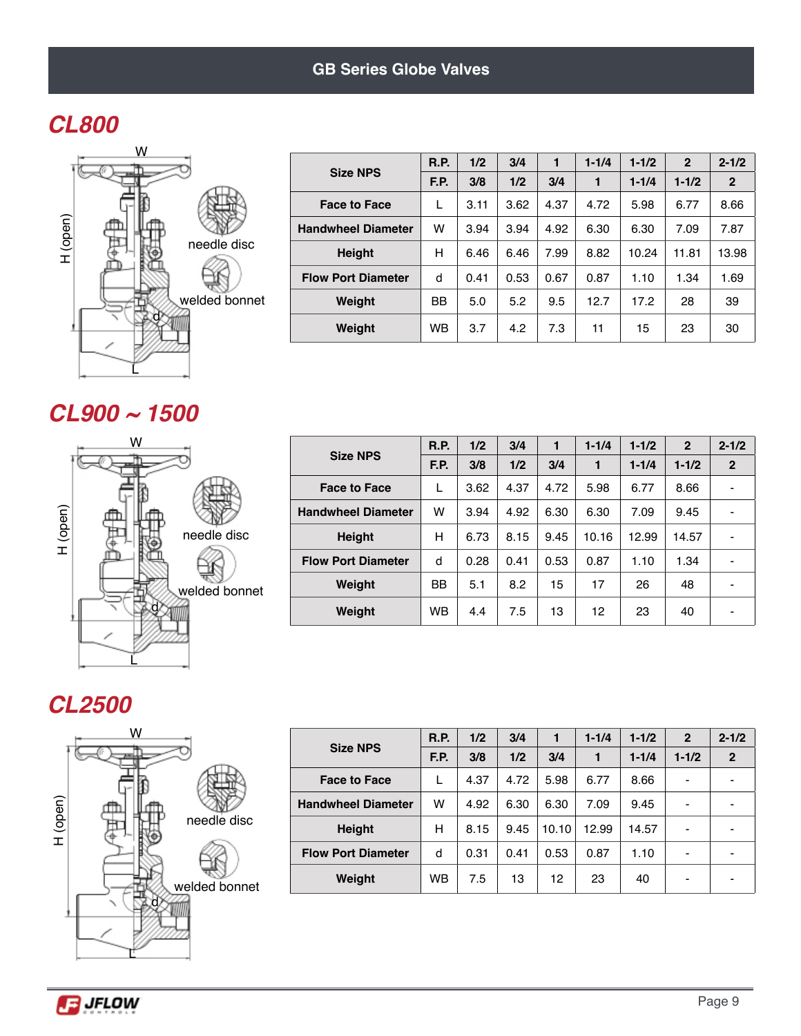# GB Series Globe Valves

## CL800

| Size NPS | R.P. | 1/2 | 3/4 | 1 | 1-1/4 | 1-1/2 | 2 | 2-1/2 |
|---|---|---|---|---|---|---|---|---|
| | F.P. | 3/8 | 1/2 | 3/4 | 1 | 1-1/4 | 1-1/2 | 2 |
| Face to Face | L | 3.11 | 3.62 | 4.37 | 4.72 | 5.98 | 6.77 | 8.66 |
| Handwheel Diameter | W | 3.94 | 3.94 | 4.92 | 6.30 | 6.30 | 7.09 | 7.87 |
| Height | H | 6.46 | 6.46 | 7.99 | 8.82 | 10.24 | 11.81 | 13.98 |
| Flow Port Diameter | d | 0.41 | 0.53 | 0.67 | 0.87 | 1.10 | 1.34 | 1.69 |
| Weight | BB | 5.0 | 5.2 | 9.5 | 12.7 | 17.2 | 28 | 39 |
| Weight | WB | 3.7 | 4.2 | 7.3 | 11 | 15 | 23 | 30 |

## CL900 ~ 1500

| Size NPS | R.P. | 1/2 | 3/4 | 1 | 1-1/4 | 1-1/2 | 2 | 2-1/2 |
|---|---|---|---|---|---|---|---|---|
| | F.P. | 3/8 | 1/2 | 3/4 | 1 | 1-1/4 | 1-1/2 | 2 |
| Face to Face | L | 3.62 | 4.37 | 4.72 | 5.98 | 6.77 | 8.66 | - |
| Handwheel Diameter | W | 3.94 | 4.92 | 6.30 | 6.30 | 7.09 | 9.45 | - |
| Height | H | 6.73 | 8.15 | 9.45 | 10.16 | 12.99 | 14.57 | - |
| Flow Port Diameter | d | 0.28 | 0.41 | 0.53 | 0.87 | 1.10 | 1.34 | - |
| Weight | BB | 5.1 | 8.2 | 15 | 17 | 26 | 48 | - |
| Weight | WB | 4.4 | 7.5 | 13 | 12 | 23 | 40 | - |

## CL2500

| Size NPS | R.P. | 1/2 | 3/4 | 1 | 1-1/4 | 1-1/2 | 2 | 2-1/2 |
|---|---|---|---|---|---|---|---|---|
| | F.P. | 3/8 | 1/2 | 3/4 | 1 | 1-1/4 | 1-1/2 | 2 |
| Face to Face | L | 4.37 | 4.72 | 5.98 | 6.77 | 8.66 | - | - |
| Handwheel Diameter | W | 4.92 | 6.30 | 6.30 | 7.09 | 9.45 | - | - |
| Height | H | 8.15 | 9.45 | 10.10 | 12.99 | 14.57 | - | - |
| Flow Port Diameter | d | 0.31 | 0.41 | 0.53 | 0.87 | 1.10 | - | - |
| Weight | WB | 7.5 | 13 | 12 | 23 | 40 | - | - |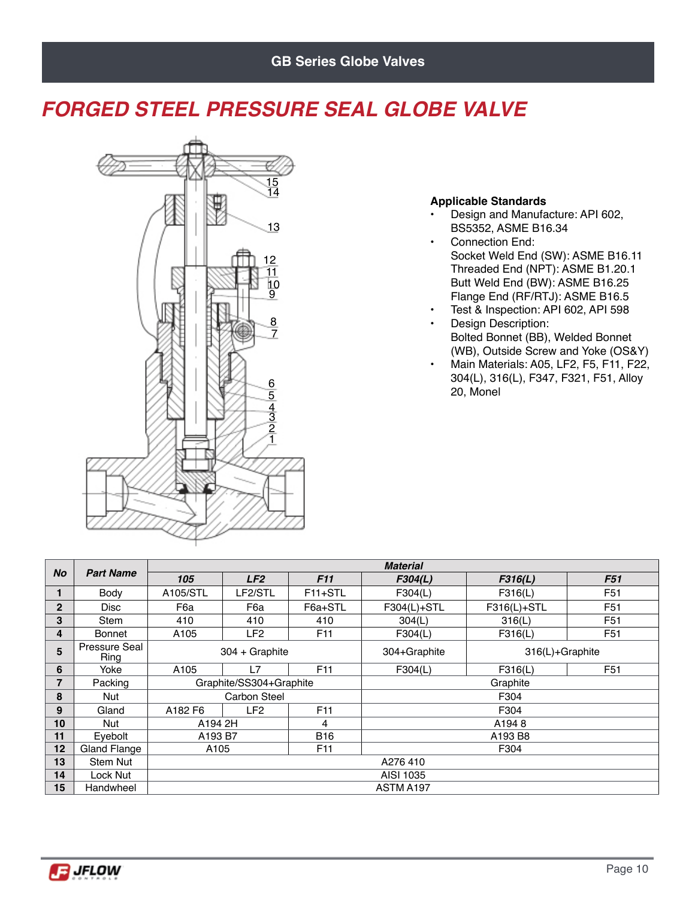# FORGED STEEL PRESSURE SEAL GLOBE VALVE

**Applicable Standards**

- Design and Manufacture: API 602, BS5352, ASME B16.34
- Connection End:
  Socket Weld End (SW): ASME B16.11
  Threaded End (NPT): ASME B1.20.1
  Butt Weld End (BW): ASME B16.25
  Flange End (RF/RTJ): ASME B16.5
- Test & Inspection: API 602, API 598
- Design Description:
  Bolted Bonnet (BB), Welded Bonnet (WB), Outside Screw and Yoke (OS&Y)
- Main Materials: A05, LF2, F5, F11, F22, 304(L), 316(L), F347, F321, F51, Alloy 20, Monel

| No | Part Name | Material | | | | | |
|---|---|---|---|---|---|---|---|
| | | 105 | LF2 | F11 | F304(L) | F316(L) | F51 |
| 1 | Body | A105/STL | LF2/STL | F11+STL | F304(L) | F316(L) | F51 |
| 2 | Disc | F6a | F6a | F6a+STL | F304(L)+STL | F316(L)+STL | F51 |
| 3 | Stem | 410 | 410 | 410 | 304(L) | 316(L) | F51 |
| 4 | Bonnet | A105 | LF2 | F11 | F304(L) | F316(L) | F51 |
| 5 | Pressure Seal Ring | 304 + Graphite | | | 304+Graphite | 316(L)+Graphite | |
| 6 | Yoke | A105 | L7 | F11 | F304(L) | F316(L) | F51 |
| 7 | Packing | Graphite/SS304+Graphite | | | Graphite | | |
| 8 | Nut | Carbon Steel | | | F304 | | |
| 9 | Gland | A182 F6 | LF2 | F11 | F304 | | |
| 10 | Nut | A194 2H | | 4 | A194 8 | | |
| 11 | Eyebolt | A193 B7 | | B16 | A193 B8 | | |
| 12 | Gland Flange | A105 | | F11 | F304 | | |
| 13 | Stem Nut | A276 410 | | | | | |
| 14 | Lock Nut | AISI 1035 | | | | | |
| 15 | Handwheel | ASTM A197 | | | | | |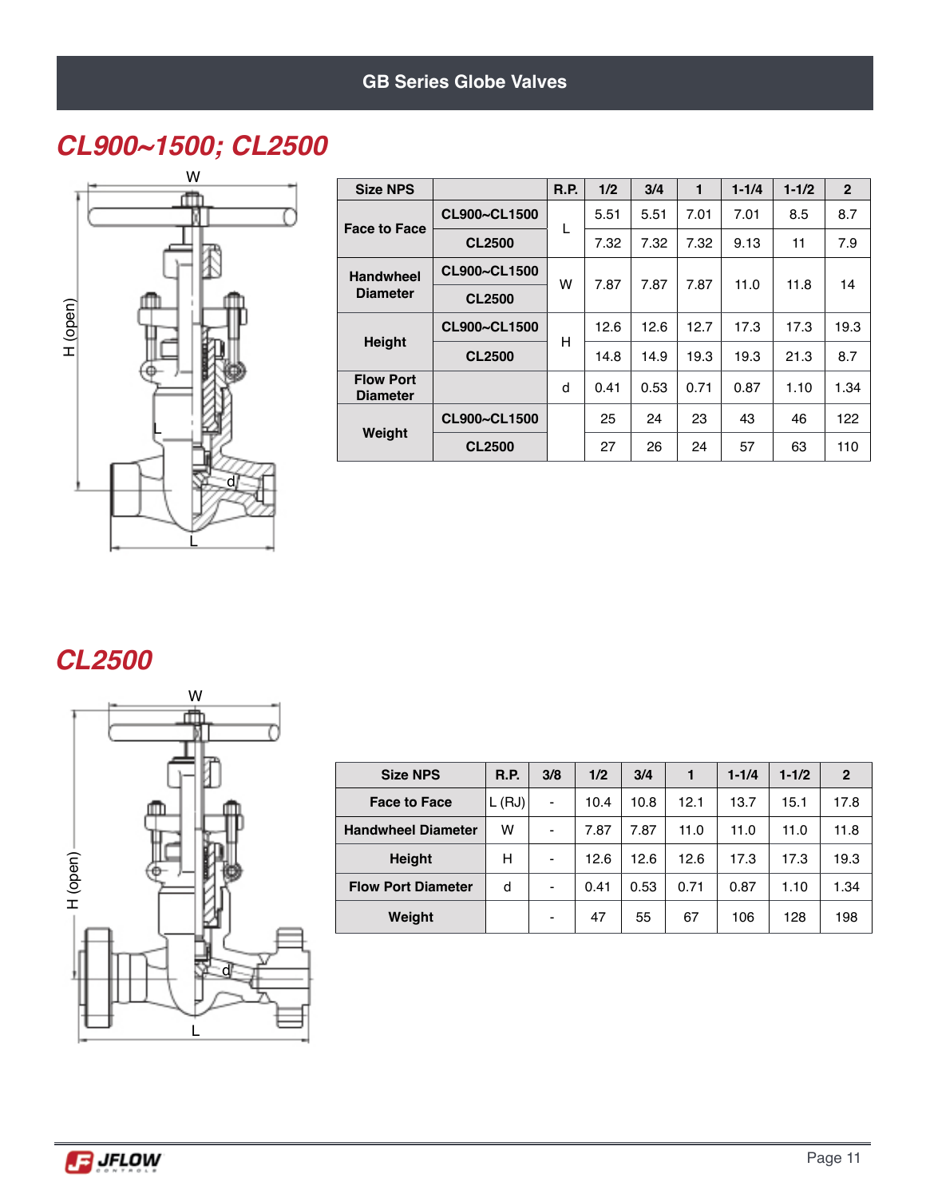## GB Series Globe Valves

## CL900~1500; CL2500

| Size NPS | | R.P. | 1/2 | 3/4 | 1 | 1-1/4 | 1-1/2 | 2 |
|---|---|---|---|---|---|---|---|---|
| Face to Face | CL900~CL1500 | L | 5.51 | 5.51 | 7.01 | 7.01 | 8.5 | 8.7 |
| | CL2500 | | 7.32 | 7.32 | 7.32 | 9.13 | 11 | 7.9 |
| Handwheel Diameter | CL900~CL1500 | W | 7.87 | 7.87 | 7.87 | 11.0 | 11.8 | 14 |
| | CL2500 | | | | | | | |
| Height | CL900~CL1500 | H | 12.6 | 12.6 | 12.7 | 17.3 | 17.3 | 19.3 |
| | CL2500 | | 14.8 | 14.9 | 19.3 | 19.3 | 21.3 | 8.7 |
| Flow Port Diameter | | d | 0.41 | 0.53 | 0.71 | 0.87 | 1.10 | 1.34 |
| Weight | CL900~CL1500 | | 25 | 24 | 23 | 43 | 46 | 122 |
| | CL2500 | | 27 | 26 | 24 | 57 | 63 | 110 |

## CL2500

| Size NPS | R.P. | 3/8 | 1/2 | 3/4 | 1 | 1-1/4 | 1-1/2 | 2 |
|---|---|---|---|---|---|---|---|---|
| Face to Face | L (RJ) | - | 10.4 | 10.8 | 12.1 | 13.7 | 15.1 | 17.8 |
| Handwheel Diameter | W | - | 7.87 | 7.87 | 11.0 | 11.0 | 11.0 | 11.8 |
| Height | H | - | 12.6 | 12.6 | 12.6 | 17.3 | 17.3 | 19.3 |
| Flow Port Diameter | d | - | 0.41 | 0.53 | 0.71 | 0.87 | 1.10 | 1.34 |
| Weight | | - | 47 | 55 | 67 | 106 | 128 | 198 |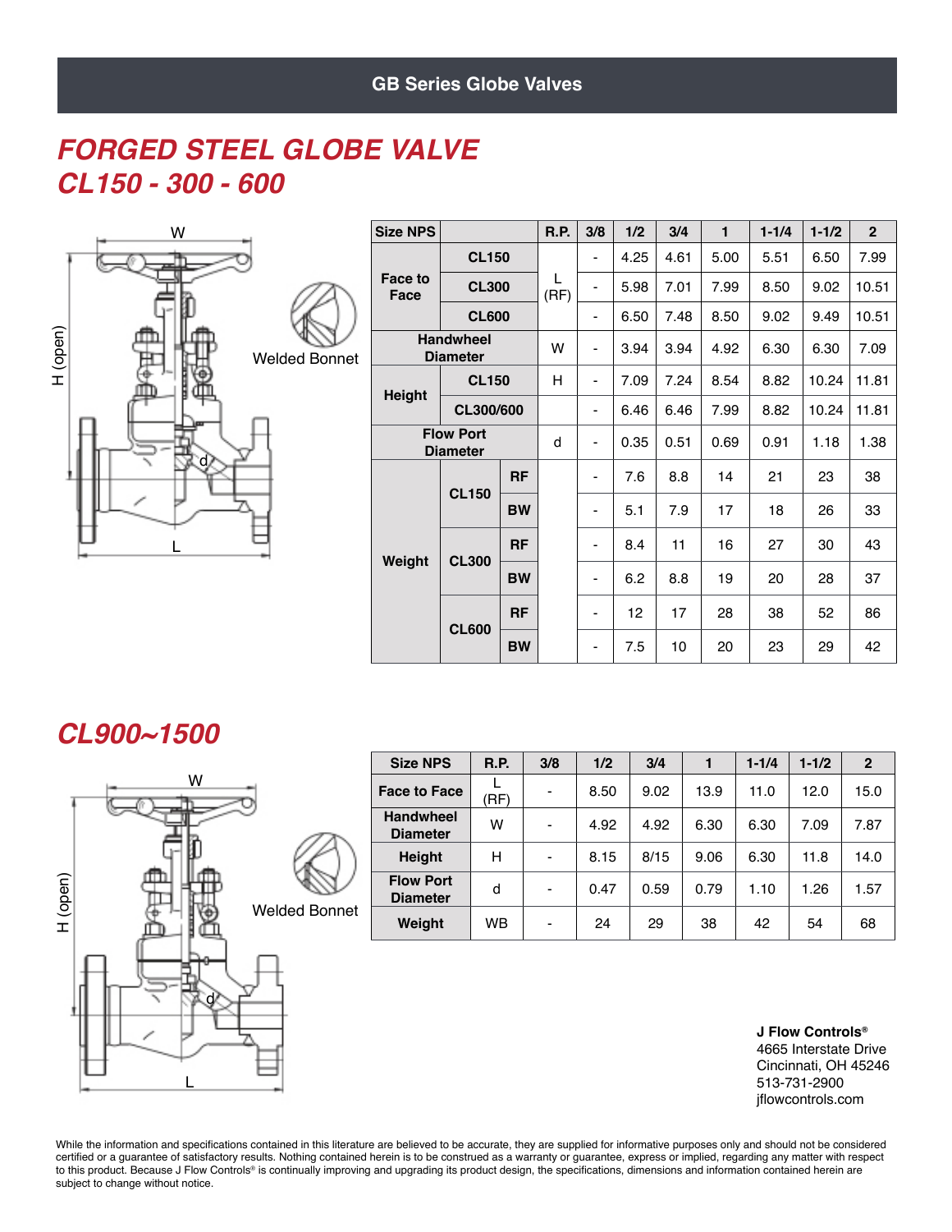## FORGED STEEL GLOBE VALVE
## CL150 - 300 - 600

W

H (open)

Welded Bonnet

d

L

| Size NPS | | | R.P. | 3/8 | 1/2 | 3/4 | 1 | 1-1/4 | 1-1/2 | 2 |
|---|---|---|---|---|---|---|---|---|---|---|
| Face to Face | CL150 | | L (RF) | - | 4.25 | 4.61 | 5.00 | 5.51 | 6.50 | 7.99 |
| | CL300 | | | - | 5.98 | 7.01 | 7.99 | 8.50 | 9.02 | 10.51 |
| | CL600 | | | - | 6.50 | 7.48 | 8.50 | 9.02 | 9.49 | 10.51 |
| Handwheel Diameter | | | W | - | 3.94 | 3.94 | 4.92 | 6.30 | 6.30 | 7.09 |
| Height | CL150 | | H | - | 7.09 | 7.24 | 8.54 | 8.82 | 10.24 | 11.81 |
| | CL300/600 | | | - | 6.46 | 6.46 | 7.99 | 8.82 | 10.24 | 11.81 |
| Flow Port Diameter | | | d | - | 0.35 | 0.51 | 0.69 | 0.91 | 1.18 | 1.38 |
| Weight | CL150 | RF | | - | 7.6 | 8.8 | 14 | 21 | 23 | 38 |
| | | BW | | - | 5.1 | 7.9 | 17 | 18 | 26 | 33 |
| | CL300 | RF | | - | 8.4 | 11 | 16 | 27 | 30 | 43 |
| | | BW | | - | 6.2 | 8.8 | 19 | 20 | 28 | 37 |
| | CL600 | RF | | - | 12 | 17 | 28 | 38 | 52 | 86 |
| | | BW | | - | 7.5 | 10 | 20 | 23 | 29 | 42 |

## CL900~1500

W

H (open)

Welded Bonnet

d

L

| Size NPS | R.P. | 3/8 | 1/2 | 3/4 | 1 | 1-1/4 | 1-1/2 | 2 |
|---|---|---|---|---|---|---|---|---|
| Face to Face | L (RF) | - | 8.50 | 9.02 | 13.9 | 11.0 | 12.0 | 15.0 |
| Handwheel Diameter | W | - | 4.92 | 4.92 | 6.30 | 6.30 | 7.09 | 7.87 |
| Height | H | - | 8.15 | 8/15 | 9.06 | 6.30 | 11.8 | 14.0 |
| Flow Port Diameter | d | - | 0.47 | 0.59 | 0.79 | 1.10 | 1.26 | 1.57 |
| Weight | WB | - | 24 | 29 | 38 | 42 | 54 | 68 |

**J Flow Controls®**
4665 Interstate Drive
Cincinnati, OH 45246
513-731-2900
jflowcontrols.com

While the information and specifications contained in this literature are believed to be accurate, they are supplied for informative purposes only and should not be considered certified or a guarantee of satisfactory results. Nothing contained herein is to be construed as a warranty or guarantee, express or implied, regarding any matter with respect to this product. Because J Flow Controls® is continually improving and upgrading its product design, the specifications, dimensions and information contained herein are subject to change without notice.